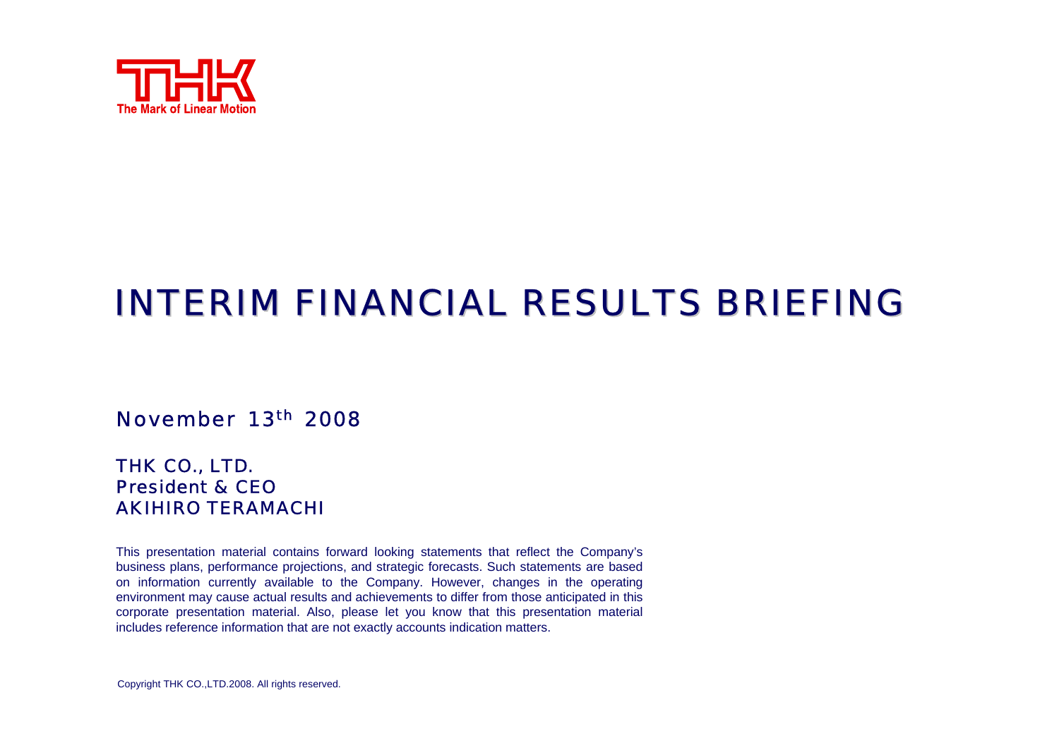THK

The Mark of Linear Motion

# INTERIM FINANCIAL RESULTS BRIEFING

November 13th 2008

THK CO., LTD.
President & CEO
AKIHIRO TERAMACHI

This presentation material contains forward looking statements that reflect the Company's business plans, performance projections, and strategic forecasts. Such statements are based on information currently available to the Company. However, changes in the operating environment may cause actual results and achievements to differ from those anticipated in this corporate presentation material. Also, please let you know that this presentation material includes reference information that are not exactly accounts indication matters.

Copyright THK CO.,LTD.2008. All rights reserved.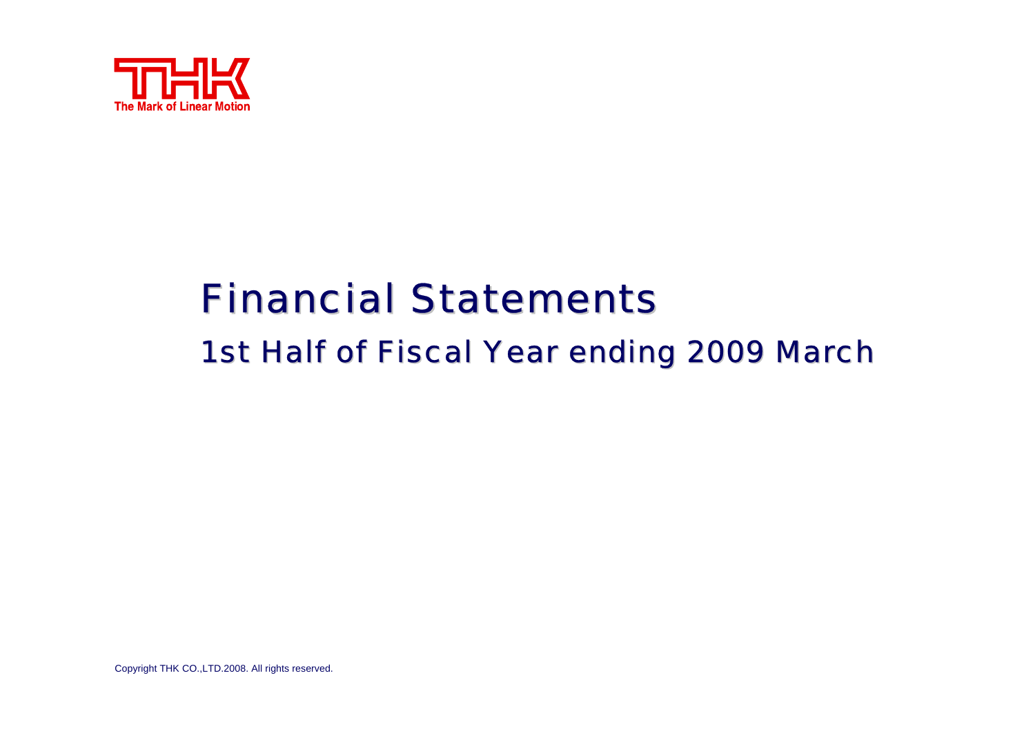THK

The Mark of Linear Motion

# Financial Statements

## 1st Half of Fiscal Year ending 2009 March

Copyright THK CO.,LTD.2008. All rights reserved.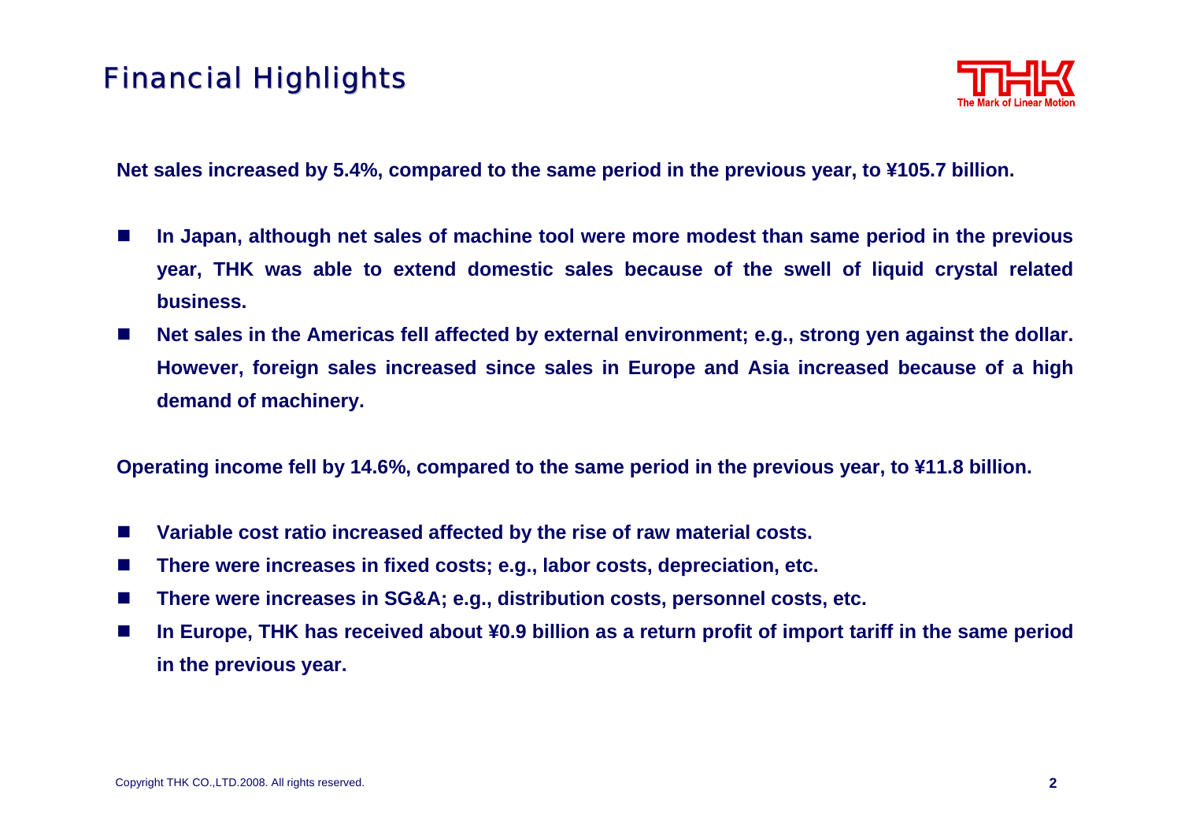# Financial Highlights

**Net sales increased by 5.4%, compared to the same period in the previous year, to ¥105.7 billion.**

- **In Japan, although net sales of machine tool were more modest than same period in the previous year, THK was able to extend domestic sales because of the swell of liquid crystal related business.**
- **Net sales in the Americas fell affected by external environment; e.g., strong yen against the dollar. However, foreign sales increased since sales in Europe and Asia increased because of a high demand of machinery.**

**Operating income fell by 14.6%, compared to the same period in the previous year, to ¥11.8 billion.**

- **Variable cost ratio increased affected by the rise of raw material costs.**
- **There were increases in fixed costs; e.g., labor costs, depreciation, etc.**
- **There were increases in SG&A; e.g., distribution costs, personnel costs, etc.**
- **In Europe, THK has received about ¥0.9 billion as a return profit of import tariff in the same period in the previous year.**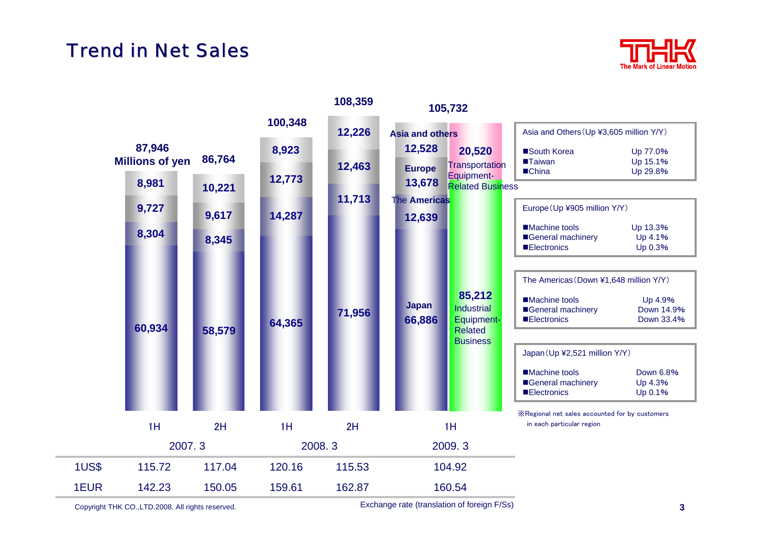# Trend in Net Sales

Millions of yen

| Region | 2007.3 1H | 2007.3 2H | 2008.3 1H | 2008.3 2H | 2009.3 1H |
|---|---|---|---|---|---|
| Asia and others | 8,981 | 10,221 | 8,923 | 12,226 | 12,528 |
| Europe | 9,727 | 9,617 | 12,773 | 12,463 | 13,678 |
| The Americas | 8,304 | 8,345 | 14,287 | 11,713 | 12,639 |
| Japan | 60,934 | 58,579 | 64,365 | 71,956 | 66,886 |
| Total | 87,946 | 86,764 | 100,348 | 108,359 | 105,732 |

2009.3 1H by business: Industrial Equipment-Related Business 85,212; Transportation Equipment-Related Business 20,520

| | 2007.3 1H | 2007.3 2H | 2008.3 1H | 2008.3 2H | 2009.3 1H |
|---|---|---|---|---|---|
| 1US$ | 115.72 | 117.04 | 120.16 | 115.53 | 104.92 |
| 1EUR | 142.23 | 150.05 | 159.61 | 162.87 | 160.54 |

Exchange rate (translation of foreign F/Ss)

**Asia and Others (Up ¥3,605 million Y/Y)**

| | |
|---|---|
| ■South Korea | Up 77.0% |
| ■Taiwan | Up 15.1% |
| ■China | Up 29.8% |

**Europe (Up ¥905 million Y/Y)**

| | |
|---|---|
| ■Machine tools | Up 13.3% |
| ■General machinery | Up 4.1% |
| ■Electronics | Up 0.3% |

**The Americas (Down ¥1,648 million Y/Y)**

| | |
|---|---|
| ■Machine tools | Up 4.9% |
| ■General machinery | Down 14.9% |
| ■Electronics | Down 33.4% |

**Japan (Up ¥2,521 million Y/Y)**

| | |
|---|---|
| ■Machine tools | Down 6.8% |
| ■General machinery | Up 4.3% |
| ■Electronics | Up 0.1% |

※Regional net sales accounted for by customers in each particular region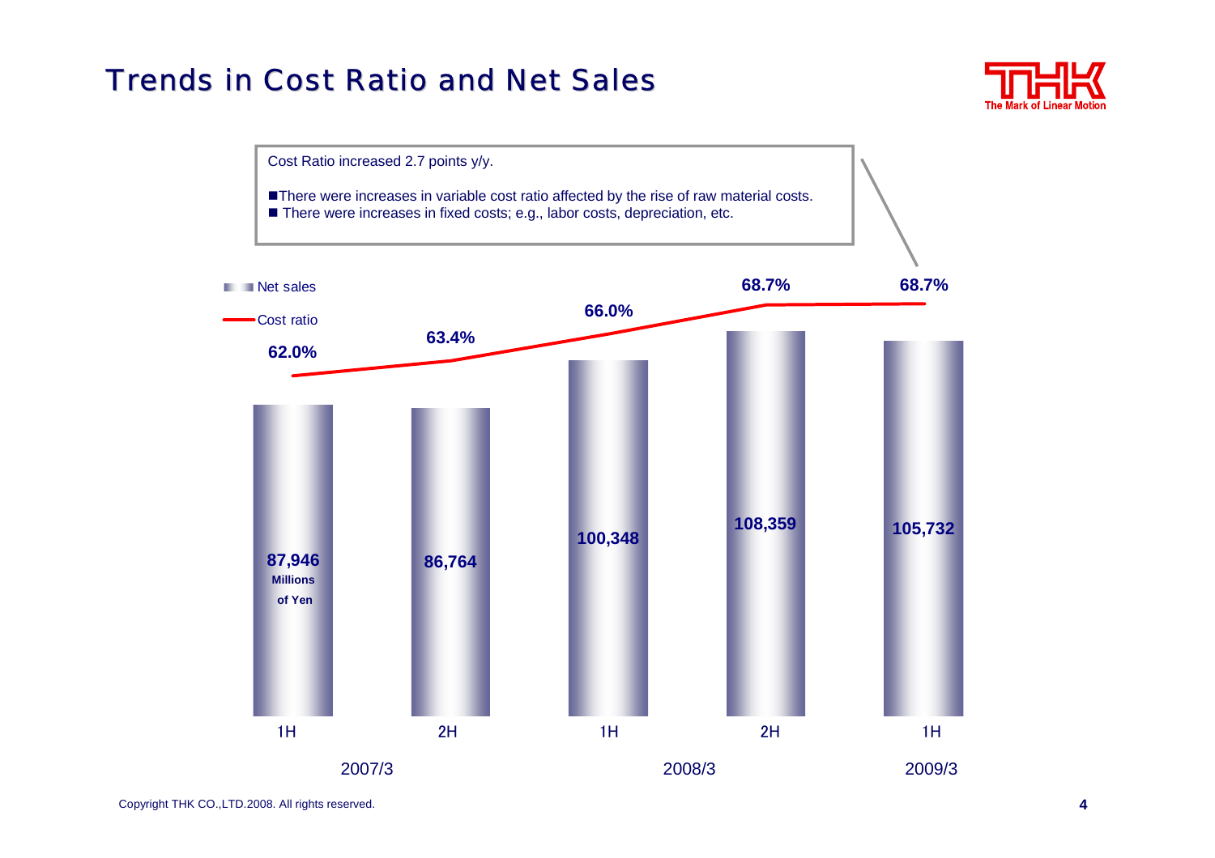# Trends in Cost Ratio and Net Sales

Cost Ratio increased 2.7 points y/y.

- There were increases in variable cost ratio affected by the rise of raw material costs.
- There were increases in fixed costs; e.g., labor costs, depreciation, etc.

| Fiscal Year | Period | Net sales (Millions of Yen) | Cost ratio |
|---|---|---|---|
| 2007/3 | 1H | 87,946 | 62.0% |
| 2007/3 | 2H | 86,764 | 63.4% |
| 2008/3 | 1H | 100,348 | 66.0% |
| 2008/3 | 2H | 108,359 | 68.7% |
| 2009/3 | 1H | 105,732 | 68.7% |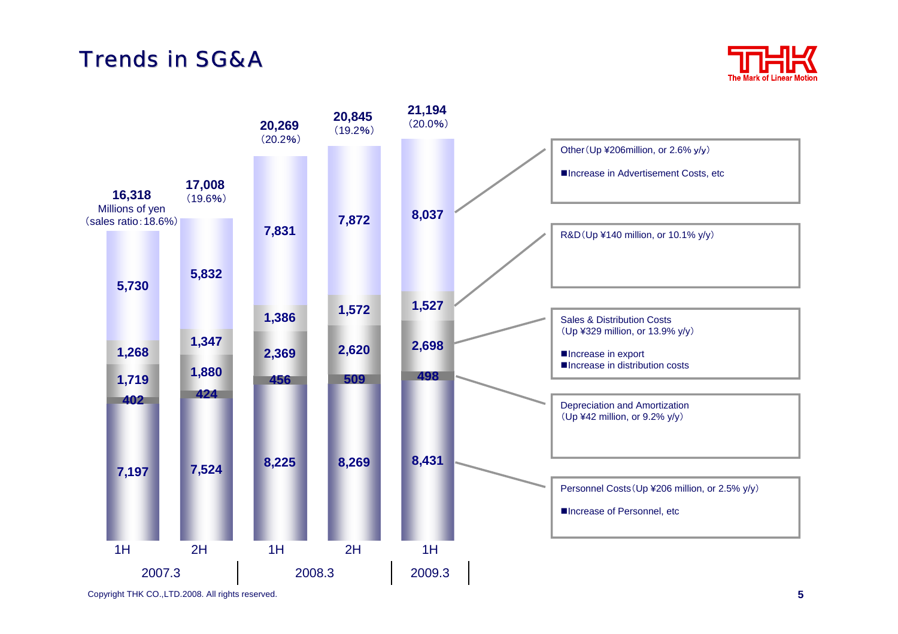# Trends in SG&A

Millions of yen (sales ratio)

| | 2007.3 1H | 2007.3 2H | 2008.3 1H | 2008.3 2H | 2009.3 1H |
|---|---|---|---|---|---|
| Other | 5,730 | 5,832 | 7,831 | 7,872 | 8,037 |
| R&D | 1,268 | 1,347 | 1,386 | 1,572 | 1,527 |
| Sales & Distribution Costs | 1,719 | 1,880 | 2,369 | 2,620 | 2,698 |
| Depreciation and Amortization | 402 | 424 | 456 | 509 | 498 |
| Personnel Costs | 7,197 | 7,524 | 8,225 | 8,269 | 8,431 |
| Total | 16,318 (sales ratio: 18.6%) | 17,008 (19.6%) | 20,269 (20.2%) | 20,845 (19.2%) | 21,194 (20.0%) |

**Other** (Up ¥206million, or 2.6% y/y)

- Increase in Advertisement Costs, etc

**R&D** (Up ¥140 million, or 10.1% y/y)

**Sales & Distribution Costs** (Up ¥329 million, or 13.9% y/y)

- Increase in export
- Increase in distribution costs

**Depreciation and Amortization** (Up ¥42 million, or 9.2% y/y)

**Personnel Costs** (Up ¥206 million, or 2.5% y/y)

- Increase of Personnel, etc

Copyright THK CO.,LTD.2008. All rights reserved.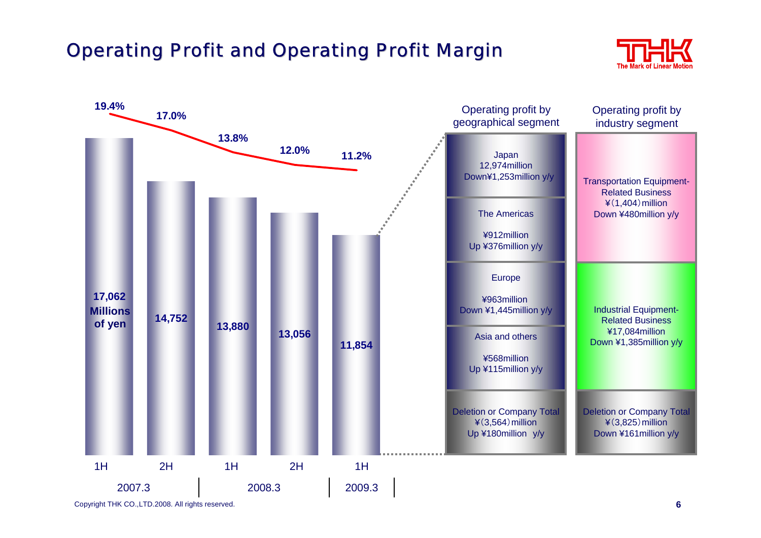# Operating Profit and Operating Profit Margin

| Period | Operating Profit (Millions of yen) | Operating Profit Margin |
|---|---|---|
| 2007.3 1H | 17,062 | 19.4% |
| 2007.3 2H | 14,752 | 17.0% |
| 2008.3 1H | 13,880 | 13.8% |
| 2008.3 2H | 13,056 | 12.0% |
| 2009.3 1H | 11,854 | 11.2% |

**Operating profit by geographical segment**

| Segment | Operating profit | Change y/y |
|---|---|---|
| Japan | 12,974million | Down¥1,253million y/y |
| The Americas | ¥912million | Up ¥376million y/y |
| Europe | ¥963million | Down ¥1,445million y/y |
| Asia and others | ¥568million | Up ¥115million y/y |
| Deletion or Company Total | ¥(3,564)million | Up ¥180million y/y |

**Operating profit by industry segment**

| Segment | Operating profit | Change y/y |
|---|---|---|
| Transportation Equipment-Related Business | ¥(1,404)million | Down ¥480million y/y |
| Industrial Equipment-Related Business | ¥17,084million | Down ¥1,385million y/y |
| Deletion or Company Total | ¥(3,825)million | Down ¥161million y/y |

Copyright THK CO.,LTD.2008. All rights reserved.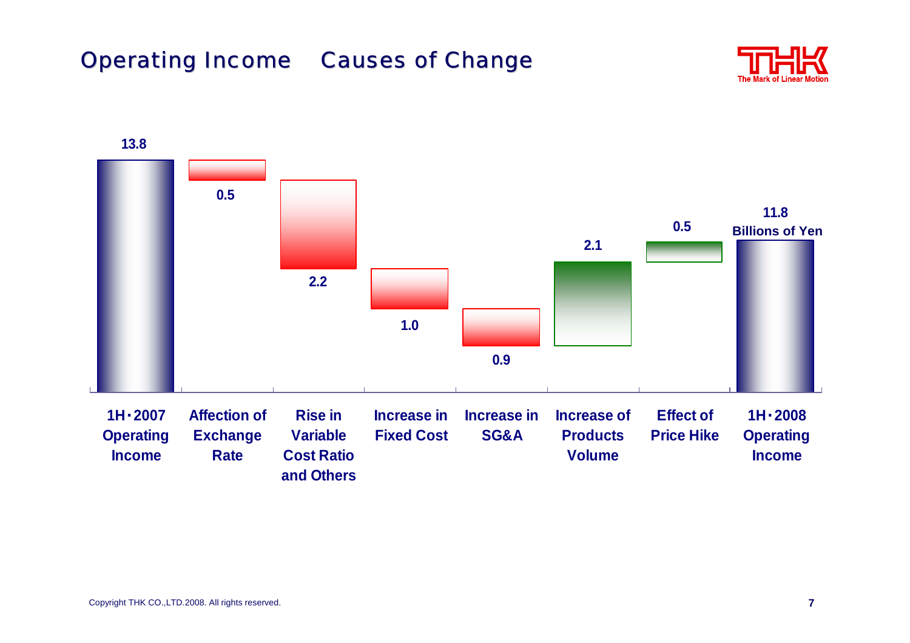# Operating Income　Causes of Change

Billions of Yen

| Item | Value |
|---|---|
| 1H・2007 Operating Income | 13.8 |
| Affection of Exchange Rate | 0.5 |
| Rise in Variable Cost Ratio and Others | 2.2 |
| Increase in Fixed Cost | 1.0 |
| Increase in SG&A | 0.9 |
| Increase of Products Volume | 2.1 |
| Effect of Price Hike | 0.5 |
| 1H・2008 Operating Income | 11.8 |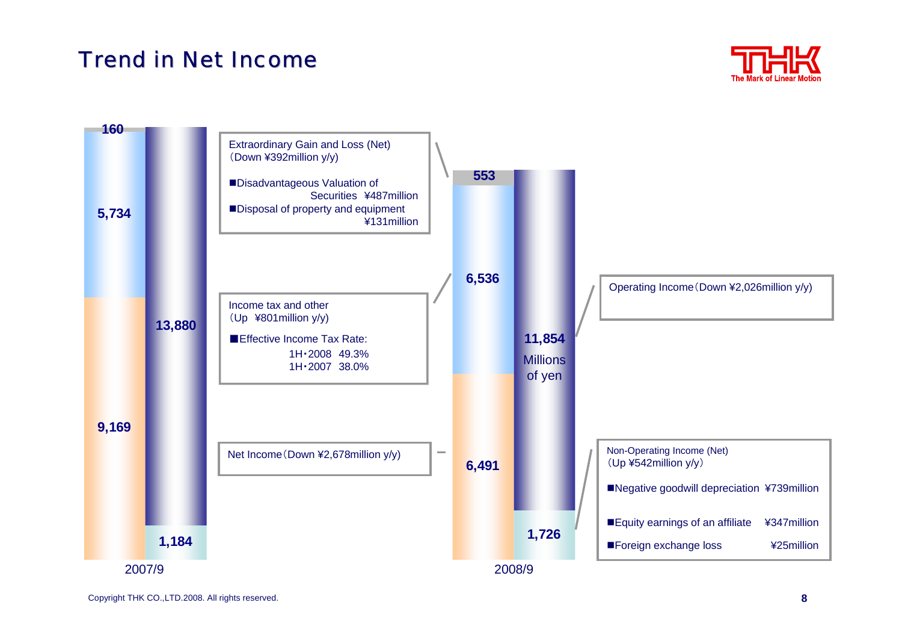# Trend in Net Income

| | 2007/9 | 2008/9 |
|---|---|---|
| Extraordinary Gain and Loss (Net) | 160 | 553 |
| Income tax and other | 5,734 | 6,536 |
| Net Income | 9,169 | 6,491 |
| Operating Income | 13,880 | 11,854 |
| Non-Operating Income (Net) | 1,184 | 1,726 |

Millions of yen

Extraordinary Gain and Loss (Net)（Down ¥392million y/y)

- ■Disadvantageous Valuation of Securities ¥487million
- ■Disposal of property and equipment ¥131million

Income tax and other（Up ¥801million y/y)

- ■Effective Income Tax Rate:
  - 1H・2008 49.3%
  - 1H・2007 38.0%

Net Income（Down ¥2,678million y/y)

Operating Income（Down ¥2,026million y/y)

Non-Operating Income (Net)（Up ¥542million y/y）

- ■Negative goodwill depreciation ¥739million
- ■Equity earnings of an affiliate ¥347million
- ■Foreign exchange loss ¥25million

Copyright THK CO.,LTD.2008. All rights reserved.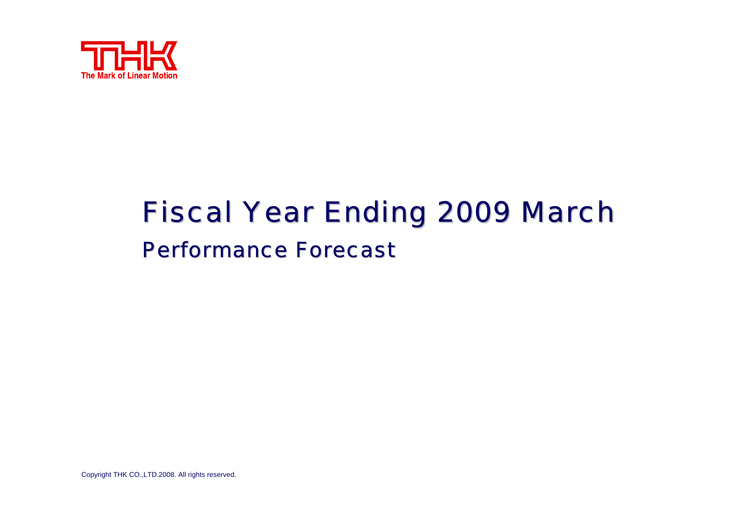THK

The Mark of Linear Motion

# Fiscal Year Ending 2009 March

## Performance Forecast

Copyright THK CO.,LTD.2008. All rights reserved.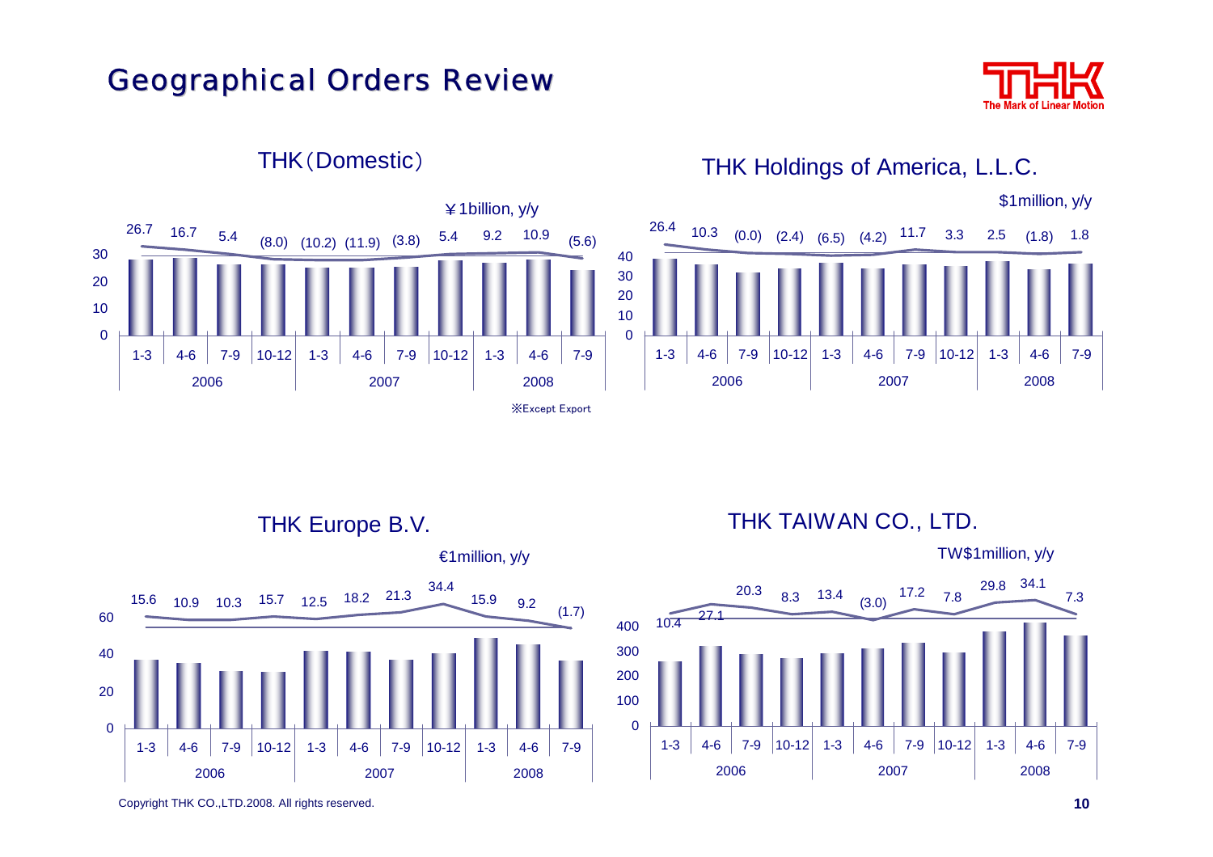# Geographical Orders Review

## THK (Domestic)

¥1billion, y/y

| | 2006 | | | | 2007 | | | | 2008 | | |
|---|---|---|---|---|---|---|---|---|---|---|---|
| | 1-3 | 4-6 | 7-9 | 10-12 | 1-3 | 4-6 | 7-9 | 10-12 | 1-3 | 4-6 | 7-9 |
| y/y | 26.7 | 16.7 | 5.4 | (8.0) | (10.2) | (11.9) | (3.8) | 5.4 | 9.2 | 10.9 | (5.6) |

※Except Export

## THK Holdings of America, L.L.C.

$1million, y/y

| | 2006 | | | | 2007 | | | | 2008 | | |
|---|---|---|---|---|---|---|---|---|---|---|---|
| | 1-3 | 4-6 | 7-9 | 10-12 | 1-3 | 4-6 | 7-9 | 10-12 | 1-3 | 4-6 | 7-9 |
| y/y | 26.4 | 10.3 | (0.0) | (2.4) | (6.5) | (4.2) | 11.7 | 3.3 | 2.5 | (1.8) | 1.8 |

## THK Europe B.V.

€1million, y/y

| | 2006 | | | | 2007 | | | | 2008 | | |
|---|---|---|---|---|---|---|---|---|---|---|---|
| | 1-3 | 4-6 | 7-9 | 10-12 | 1-3 | 4-6 | 7-9 | 10-12 | 1-3 | 4-6 | 7-9 |
| y/y | 15.6 | 10.9 | 10.3 | 15.7 | 12.5 | 18.2 | 21.3 | 34.4 | 15.9 | 9.2 | (1.7) |

## THK TAIWAN CO., LTD.

TW$1million, y/y

| | 2006 | | | | 2007 | | | | 2008 | | |
|---|---|---|---|---|---|---|---|---|---|---|---|
| | 1-3 | 4-6 | 7-9 | 10-12 | 1-3 | 4-6 | 7-9 | 10-12 | 1-3 | 4-6 | 7-9 |
| y/y | 10.4 | 27.1 | 20.3 | 8.3 | 13.4 | (3.0) | 17.2 | 7.8 | 29.8 | 34.1 | 7.3 |

Copyright THK CO.,LTD.2008. All rights reserved.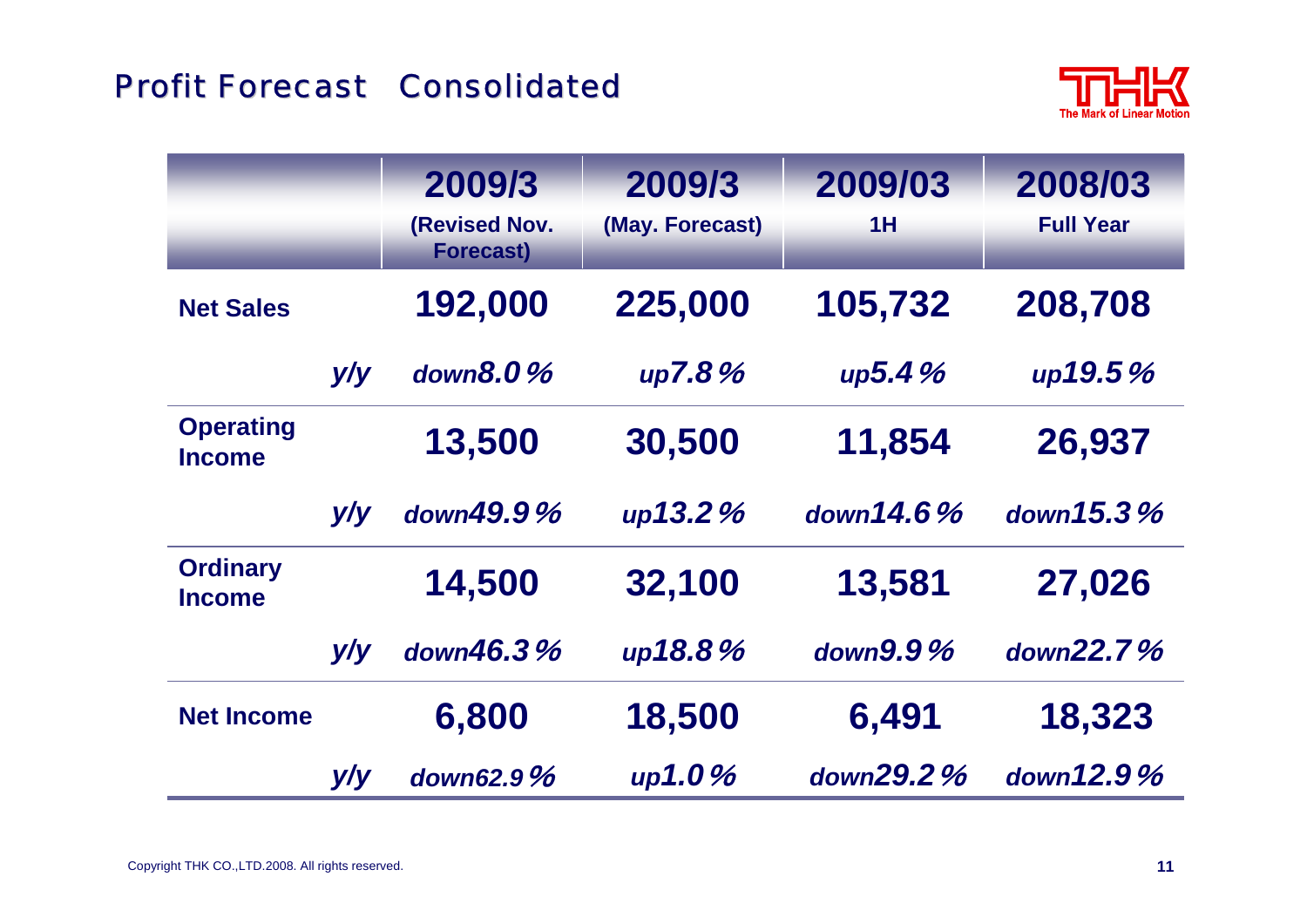## Profit Forecast　Consolidated

| | | 2009/3 (Revised Nov. Forecast) | 2009/3 (May. Forecast) | 2009/03 1H | 2008/03 Full Year |
|---|---|---|---|---|---|
| **Net Sales** | | 192,000 | 225,000 | 105,732 | 208,708 |
| | *y/y* | *down8.0%* | *up7.8%* | *up5.4%* | *up19.5%* |
| **Operating Income** | | 13,500 | 30,500 | 11,854 | 26,937 |
| | *y/y* | *down49.9%* | *up13.2%* | *down14.6%* | *down15.3%* |
| **Ordinary Income** | | 14,500 | 32,100 | 13,581 | 27,026 |
| | *y/y* | *down46.3%* | *up18.8%* | *down9.9%* | *down22.7%* |
| **Net Income** | | 6,800 | 18,500 | 6,491 | 18,323 |
| | *y/y* | *down62.9%* | *up1.0%* | *down29.2%* | *down12.9%* |

Copyright THK CO.,LTD.2008. All rights reserved.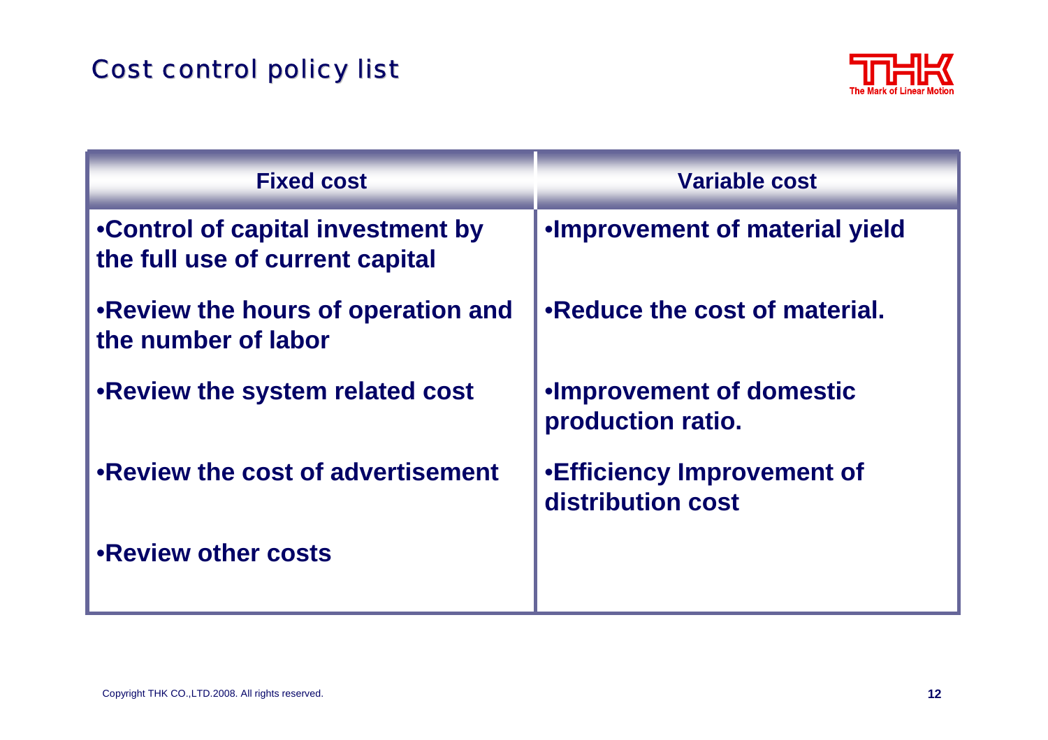# Cost control policy list

| Fixed cost | Variable cost |
| --- | --- |
| •Control of capital investment by the full use of current capital | •Improvement of material yield |
| •Review the hours of operation and the number of labor | •Reduce the cost of material. |
| •Review the system related cost | •Improvement of domestic production ratio. |
| •Review the cost of advertisement | •Efficiency Improvement of distribution cost |
| •Review other costs | |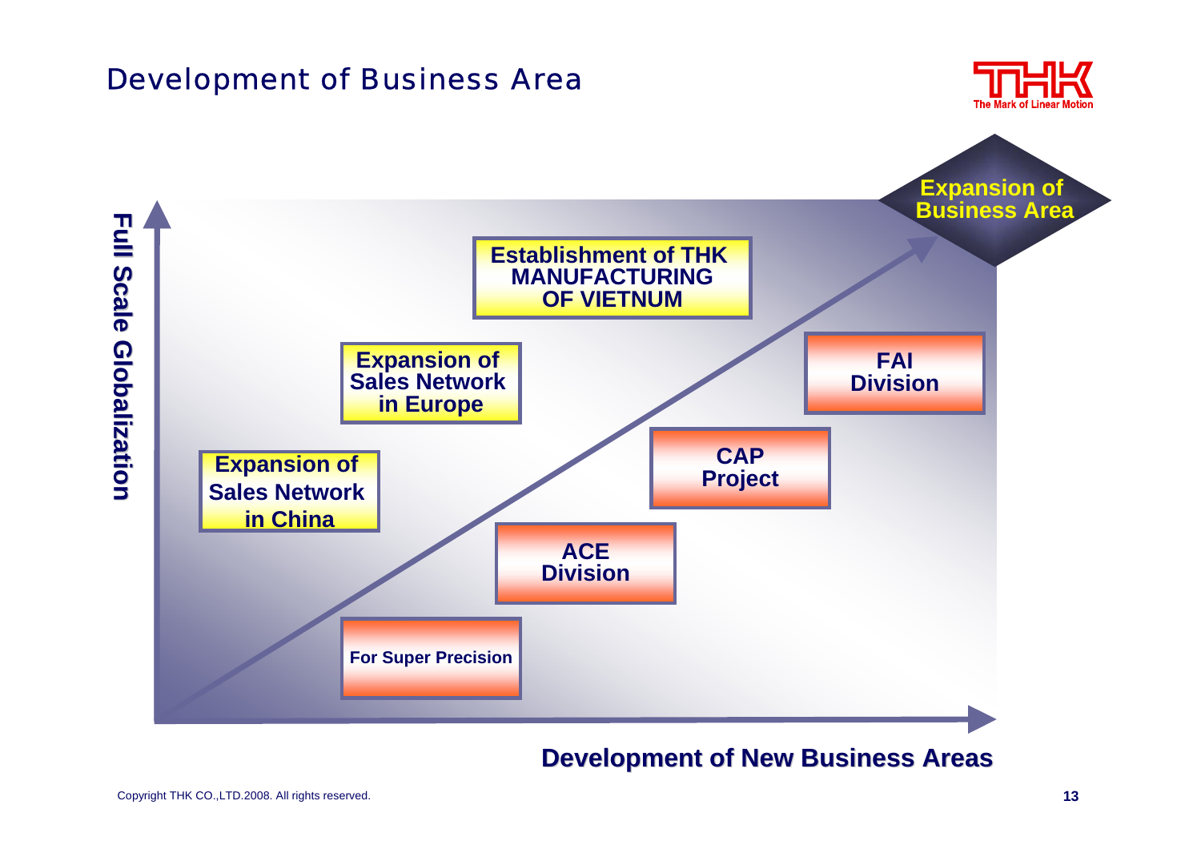# Development of Business Area

**Full Scale Globalization**

- Expansion of Sales Network in China
- Expansion of Sales Network in Europe
- Establishment of THK MANUFACTURING OF VIETNUM

**Development of New Business Areas**

- For Super Precision
- ACE Division
- CAP Project
- FAI Division

**Expansion of Business Area**

Copyright THK CO.,LTD.2008. All rights reserved.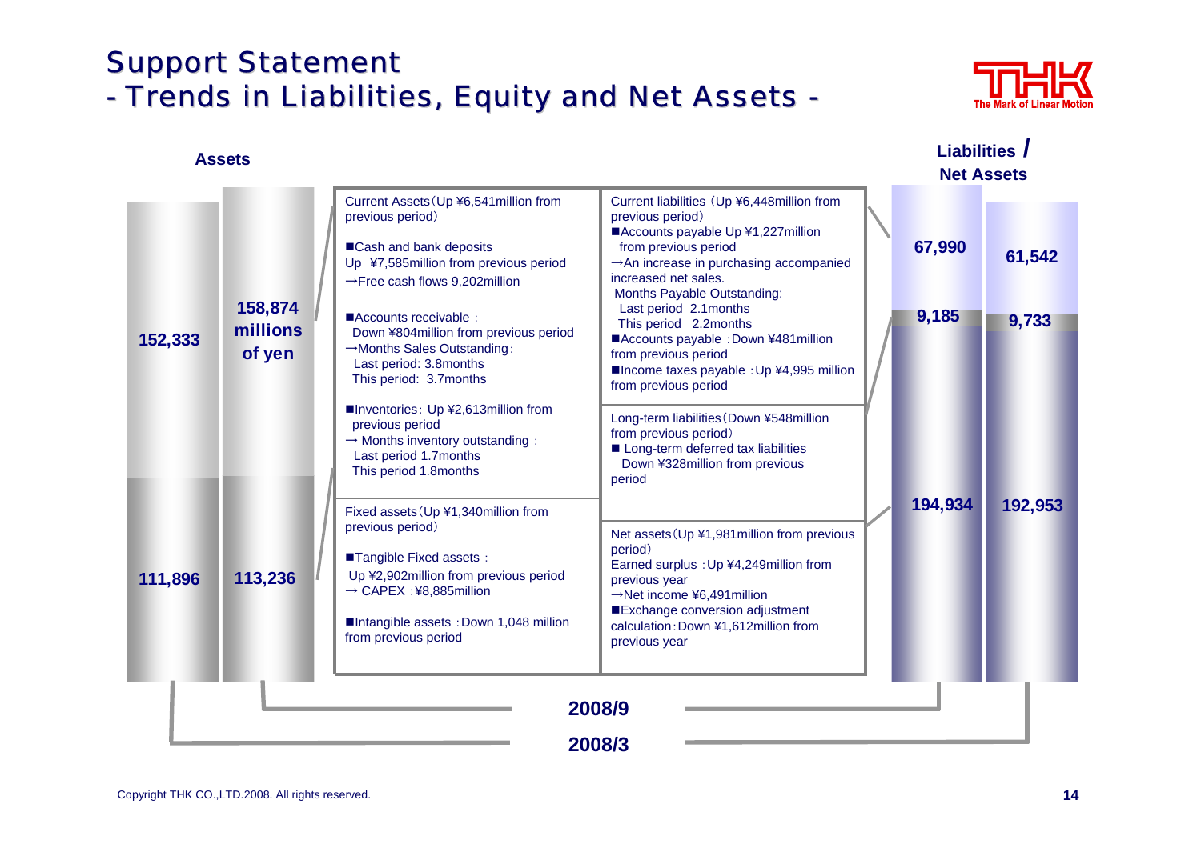# Support Statement
## - Trends in Liabilities, Equity and Net Assets -

| | Assets 2008/3 | Assets 2008/9 | | Liabilities / Net Assets 2008/9 | Liabilities / Net Assets 2008/3 |
|---|---|---|---|---|---|
| Current assets / Current liabilities | 152,333 | 158,874 millions of yen | | 67,990 | 61,542 |
| Long-term liabilities | | | | 9,185 | 9,733 |
| Fixed assets / Net assets | 111,896 | 113,236 | | 194,934 | 192,953 |

**Current Assets (Up ¥6,541million from previous period)**

- ■Cash and bank deposits
  Up ¥7,585million from previous period
  →Free cash flows 9,202million
- ■Accounts receivable :
  Down ¥804million from previous period
  →Months Sales Outstanding:
  Last period: 3.8months
  This period: 3.7months
- ■Inventories: Up ¥2,613million from previous period
  → Months inventory outstanding :
  Last period 1.7months
  This period 1.8months

**Fixed assets (Up ¥1,340million from previous period)**

- ■Tangible Fixed assets :
  Up ¥2,902million from previous period
  → CAPEX :¥8,885million
- ■Intangible assets :Down 1,048 million from previous period

**Current liabilities (Up ¥6,448million from previous period)**

- ■Accounts payable Up ¥1,227million from previous period
  →An increase in purchasing accompanied increased net sales.
  Months Payable Outstanding:
  Last period 2.1months
  This period 2.2months
- ■Accounts payable :Down ¥481million from previous period
- ■Income taxes payable :Up ¥4,995 million from previous period

**Long-term liabilities (Down ¥548million from previous period)**

- ■ Long-term deferred tax liabilities
  Down ¥328million from previous period

**Net assets (Up ¥1,981million from previous period)**

Earned surplus :Up ¥4,249million from previous year
→Net income ¥6,491million

- ■Exchange conversion adjustment calculation: Down ¥1,612million from previous year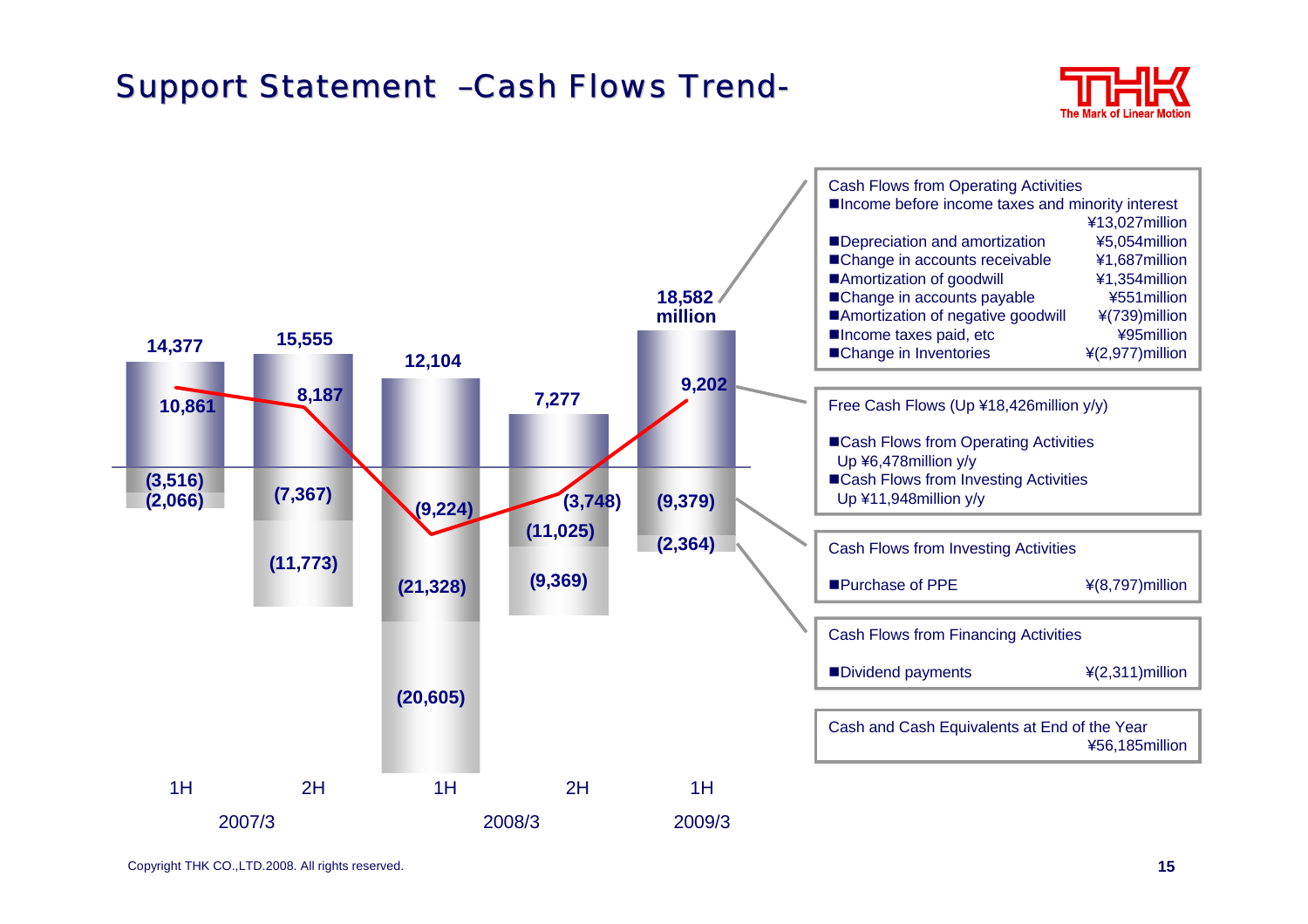# Support Statement –Cash Flows Trend-

| | 2007/3 1H | 2007/3 2H | 2008/3 1H | 2008/3 2H | 2009/3 1H |
|---|---|---|---|---|---|
| Cash Flows from Operating Activities | 14,377 | 15,555 | 12,104 | 7,277 | 18,582 million |
| Free Cash Flows | 10,861 | 8,187 | (9,224) | (3,748) | 9,202 |
| Cash Flows from Investing Activities | (3,516) | (7,367) | (21,328) | (11,025) | (9,379) |
| Cash Flows from Financing Activities | (2,066) | (11,773) | (20,605) | (9,369) | (2,364) |

**Cash Flows from Operating Activities**

- Income before income taxes and minority interest ¥13,027million
- Depreciation and amortization ¥5,054million
- Change in accounts receivable ¥1,687million
- Amortization of goodwill ¥1,354million
- Change in accounts payable ¥551million
- Amortization of negative goodwill ¥(739)million
- Income taxes paid, etc ¥95million
- Change in Inventories ¥(2,977)million

**Free Cash Flows (Up ¥18,426million y/y)**

- Cash Flows from Operating Activities Up ¥6,478million y/y
- Cash Flows from Investing Activities Up ¥11,948million y/y

**Cash Flows from Investing Activities**

- Purchase of PPE ¥(8,797)million

**Cash Flows from Financing Activities**

- Dividend payments ¥(2,311)million

**Cash and Cash Equivalents at End of the Year**
¥56,185million

Copyright THK CO.,LTD.2008. All rights reserved.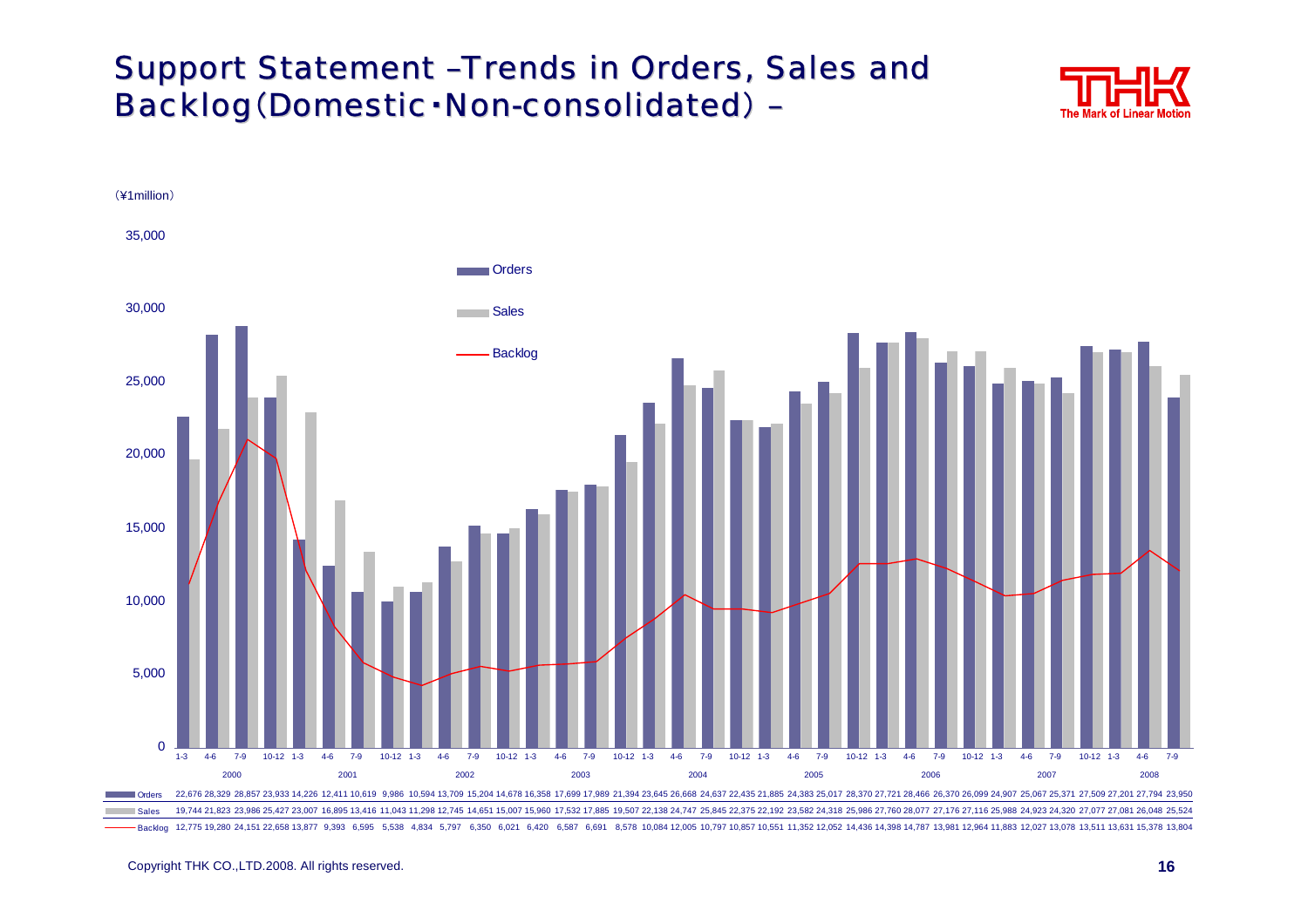# Support Statement –Trends in Orders, Sales and Backlog(Domestic・Non-consolidated) –

(¥1million)

| Year | Quarter | Orders | Sales | Backlog |
|---|---|---|---|---|
| 2000 | 1-3 | 22,676 | 19,744 | 12,775 |
| | 4-6 | 28,329 | 21,823 | 19,280 |
| | 7-9 | 28,857 | 23,986 | 24,151 |
| | 10-12 | 23,933 | 25,427 | 22,658 |
| 2001 | 1-3 | 14,226 | 23,007 | 13,877 |
| | 4-6 | 12,411 | 16,895 | 9,393 |
| | 7-9 | 10,619 | 13,416 | 6,595 |
| | 10-12 | 9,986 | 11,043 | 5,538 |
| 2002 | 1-3 | 10,594 | 11,298 | 4,834 |
| | 4-6 | 13,709 | 12,745 | 5,797 |
| | 7-9 | 15,204 | 14,651 | 6,350 |
| | 10-12 | 14,678 | 15,007 | 6,021 |
| 2003 | 1-3 | 16,358 | 15,960 | 6,420 |
| | 4-6 | 17,699 | 17,532 | 6,587 |
| | 7-9 | 17,989 | 17,885 | 6,691 |
| | 10-12 | 21,394 | 19,507 | 8,578 |
| 2004 | 1-3 | 23,645 | 22,138 | 10,084 |
| | 4-6 | 26,668 | 24,747 | 12,005 |
| | 7-9 | 24,637 | 25,845 | 10,797 |
| | 10-12 | 22,435 | 22,375 | 10,857 |
| 2005 | 1-3 | 21,885 | 22,192 | 10,551 |
| | 4-6 | 24,383 | 23,582 | 11,352 |
| | 7-9 | 25,017 | 24,318 | 12,052 |
| | 10-12 | 28,370 | 25,986 | 14,436 |
| 2006 | 1-3 | 27,721 | 27,760 | 14,398 |
| | 4-6 | 28,466 | 28,077 | 14,787 |
| | 7-9 | 26,370 | 27,176 | 13,981 |
| | 10-12 | 26,099 | 27,116 | 12,964 |
| 2007 | 1-3 | 24,907 | 25,988 | 11,883 |
| | 4-6 | 25,067 | 24,923 | 12,027 |
| | 7-9 | 25,371 | 24,320 | 13,078 |
| | 10-12 | 27,509 | 27,077 | 13,511 |
| 2008 | 1-3 | 27,201 | 27,081 | 13,631 |
| | 4-6 | 27,794 | 26,048 | 15,378 |
| | 7-9 | 23,950 | 25,524 | 13,804 |

Copyright THK CO.,LTD.2008. All rights reserved.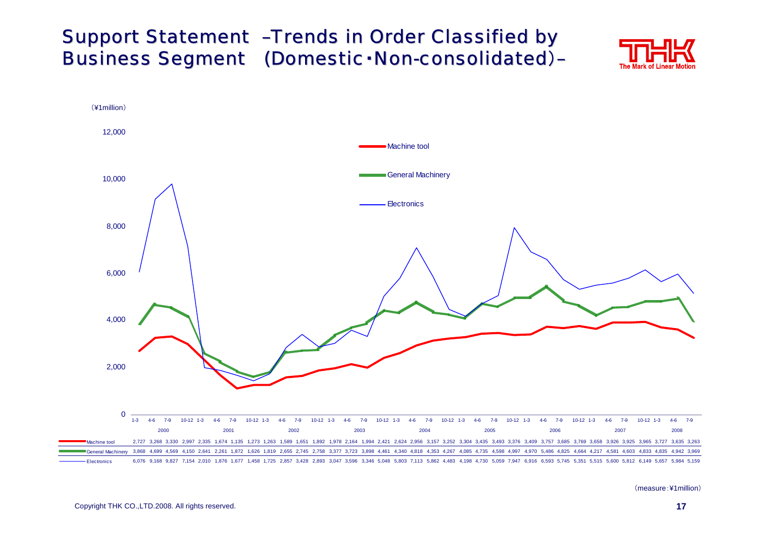# Support Statement –Trends in Order Classified by Business Segment (Domestic･Non-consolidated)–

THK
The Mark of Linear Motion

(¥1million)

12,000
10,000
8,000
6,000
4,000
2,000
0

Machine tool
General Machinery
Electronics

| Year | Quarter | Machine tool | General Machinery | Electronics |
|---|---|---|---|---|
| 2000 | 1-3 | 2,727 | 3,868 | 6,076 |
| | 4-6 | 3,268 | 4,699 | 9,168 |
| | 7-9 | 3,330 | 4,569 | 9,827 |
| | 10-12 | 2,997 | 4,150 | 7,154 |
| 2001 | 1-3 | 2,335 | 2,641 | 2,010 |
| | 4-6 | 1,674 | 2,261 | 1,876 |
| | 7-9 | 1,135 | 1,872 | 1,677 |
| | 10-12 | 1,273 | 1,626 | 1,458 |
| 2002 | 1-3 | 1,263 | 1,819 | 1,725 |
| | 4-6 | 1,589 | 2,655 | 2,857 |
| | 7-9 | 1,651 | 2,745 | 3,428 |
| | 10-12 | 1,892 | 2,758 | 2,893 |
| 2003 | 1-3 | 1,978 | 3,377 | 3,047 |
| | 4-6 | 2,164 | 3,723 | 3,596 |
| | 7-9 | 1,994 | 3,898 | 3,346 |
| | 10-12 | 2,421 | 4,461 | 5,048 |
| 2004 | 1-3 | 2,624 | 4,340 | 5,803 |
| | 4-6 | 2,956 | 4,818 | 7,113 |
| | 7-9 | 3,157 | 4,353 | 5,862 |
| | 10-12 | 3,252 | 4,267 | 4,483 |
| 2005 | 1-3 | 3,304 | 4,085 | 4,198 |
| | 4-6 | 3,435 | 4,735 | 4,730 |
| | 7-9 | 3,493 | 4,598 | 5,059 |
| | 10-12 | 3,376 | 4,997 | 7,947 |
| 2006 | 1-3 | 3,409 | 4,970 | 6,916 |
| | 4-6 | 3,757 | 5,486 | 6,593 |
| | 7-9 | 3,685 | 4,825 | 5,745 |
| | 10-12 | 3,769 | 4,664 | 5,351 |
| 2007 | 1-3 | 3,658 | 4,217 | 5,515 |
| | 4-6 | 3,926 | 4,581 | 5,600 |
| | 7-9 | 3,925 | 4,603 | 5,812 |
| | 10-12 | 3,965 | 4,833 | 6,149 |
| 2008 | 1-3 | 3,727 | 4,835 | 5,657 |
| | 4-6 | 3,635 | 4,942 | 5,984 |
| | 7-9 | 3,263 | 3,969 | 5,159 |

(measure:¥1million)